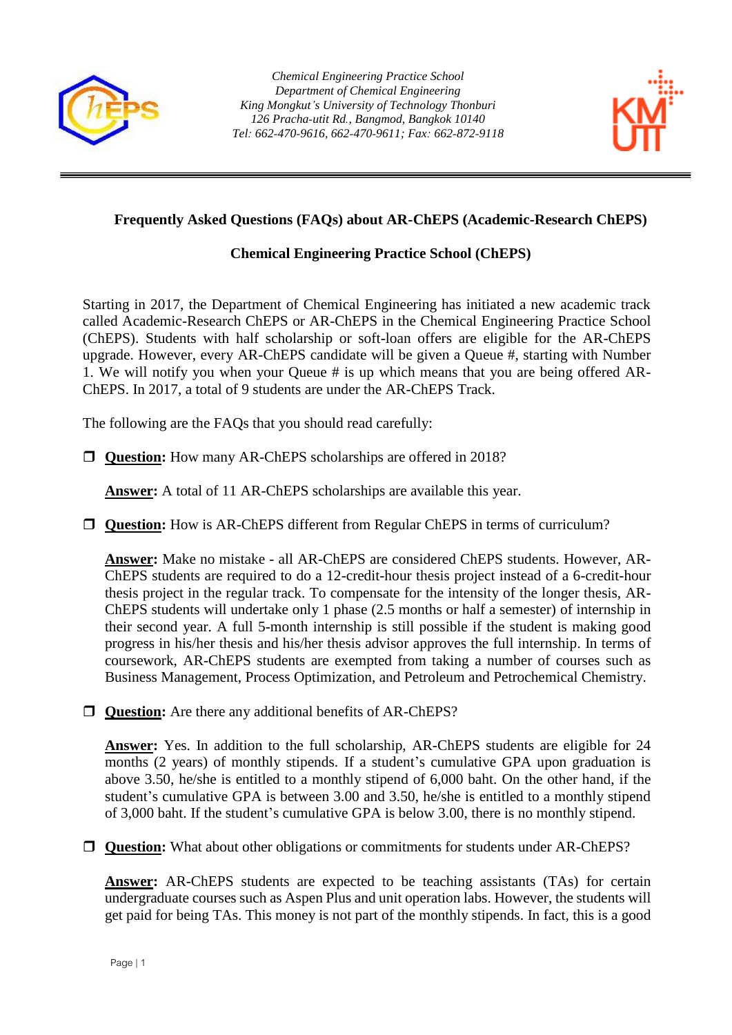*Chemical Engineering Practice School*
*Department of Chemical Engineering*
*King Mongkut's University of Technology Thonburi*
*126 Pracha-utit Rd., Bangmod, Bangkok 10140*
*Tel: 662-470-9616, 662-470-9611; Fax: 662-872-9118*

---

## Frequently Asked Questions (FAQs) about AR-ChEPS (Academic-Research ChEPS)

### Chemical Engineering Practice School (ChEPS)

Starting in 2017, the Department of Chemical Engineering has initiated a new academic track called Academic-Research ChEPS or AR-ChEPS in the Chemical Engineering Practice School (ChEPS). Students with half scholarship or soft-loan offers are eligible for the AR-ChEPS upgrade. However, every AR-ChEPS candidate will be given a Queue #, starting with Number 1. We will notify you when your Queue # is up which means that you are being offered AR-ChEPS. In 2017, a total of 9 students are under the AR-ChEPS Track.

The following are the FAQs that you should read carefully:

- **Question:** How many AR-ChEPS scholarships are offered in 2018?

  **Answer:** A total of 11 AR-ChEPS scholarships are available this year.

- **Question:** How is AR-ChEPS different from Regular ChEPS in terms of curriculum?

  **Answer:** Make no mistake - all AR-ChEPS are considered ChEPS students. However, AR-ChEPS students are required to do a 12-credit-hour thesis project instead of a 6-credit-hour thesis project in the regular track. To compensate for the intensity of the longer thesis, AR-ChEPS students will undertake only 1 phase (2.5 months or half a semester) of internship in their second year. A full 5-month internship is still possible if the student is making good progress in his/her thesis and his/her thesis advisor approves the full internship. In terms of coursework, AR-ChEPS students are exempted from taking a number of courses such as Business Management, Process Optimization, and Petroleum and Petrochemical Chemistry.

- **Question:** Are there any additional benefits of AR-ChEPS?

  **Answer:** Yes. In addition to the full scholarship, AR-ChEPS students are eligible for 24 months (2 years) of monthly stipends. If a student's cumulative GPA upon graduation is above 3.50, he/she is entitled to a monthly stipend of 6,000 baht. On the other hand, if the student's cumulative GPA is between 3.00 and 3.50, he/she is entitled to a monthly stipend of 3,000 baht. If the student's cumulative GPA is below 3.00, there is no monthly stipend.

- **Question:** What about other obligations or commitments for students under AR-ChEPS?

  **Answer:** AR-ChEPS students are expected to be teaching assistants (TAs) for certain undergraduate courses such as Aspen Plus and unit operation labs. However, the students will get paid for being TAs. This money is not part of the monthly stipends. In fact, this is a good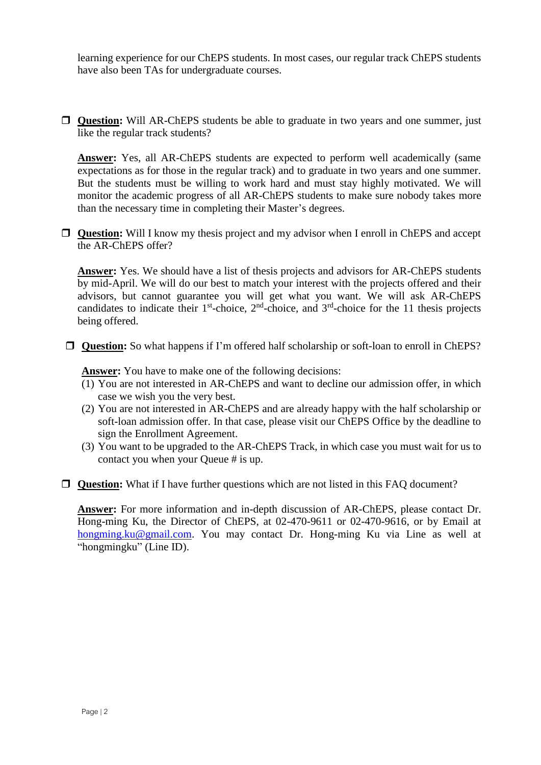learning experience for our ChEPS students. In most cases, our regular track ChEPS students have also been TAs for undergraduate courses.

- **Question:** Will AR-ChEPS students be able to graduate in two years and one summer, just like the regular track students?

  **Answer:** Yes, all AR-ChEPS students are expected to perform well academically (same expectations as for those in the regular track) and to graduate in two years and one summer. But the students must be willing to work hard and must stay highly motivated. We will monitor the academic progress of all AR-ChEPS students to make sure nobody takes more than the necessary time in completing their Master's degrees.

- **Question:** Will I know my thesis project and my advisor when I enroll in ChEPS and accept the AR-ChEPS offer?

  **Answer:** Yes. We should have a list of thesis projects and advisors for AR-ChEPS students by mid-April. We will do our best to match your interest with the projects offered and their advisors, but cannot guarantee you will get what you want. We will ask AR-ChEPS candidates to indicate their 1st-choice, 2nd-choice, and 3rd-choice for the 11 thesis projects being offered.

- **Question:** So what happens if I'm offered half scholarship or soft-loan to enroll in ChEPS?

  **Answer:** You have to make one of the following decisions:
  
  (1) You are not interested in AR-ChEPS and want to decline our admission offer, in which case we wish you the very best.
  
  (2) You are not interested in AR-ChEPS and are already happy with the half scholarship or soft-loan admission offer. In that case, please visit our ChEPS Office by the deadline to sign the Enrollment Agreement.
  
  (3) You want to be upgraded to the AR-ChEPS Track, in which case you must wait for us to contact you when your Queue # is up.

- **Question:** What if I have further questions which are not listed in this FAQ document?

  **Answer:** For more information and in-depth discussion of AR-ChEPS, please contact Dr. Hong-ming Ku, the Director of ChEPS, at 02-470-9611 or 02-470-9616, or by Email at hongming.ku@gmail.com. You may contact Dr. Hong-ming Ku via Line as well at "hongmingku" (Line ID).